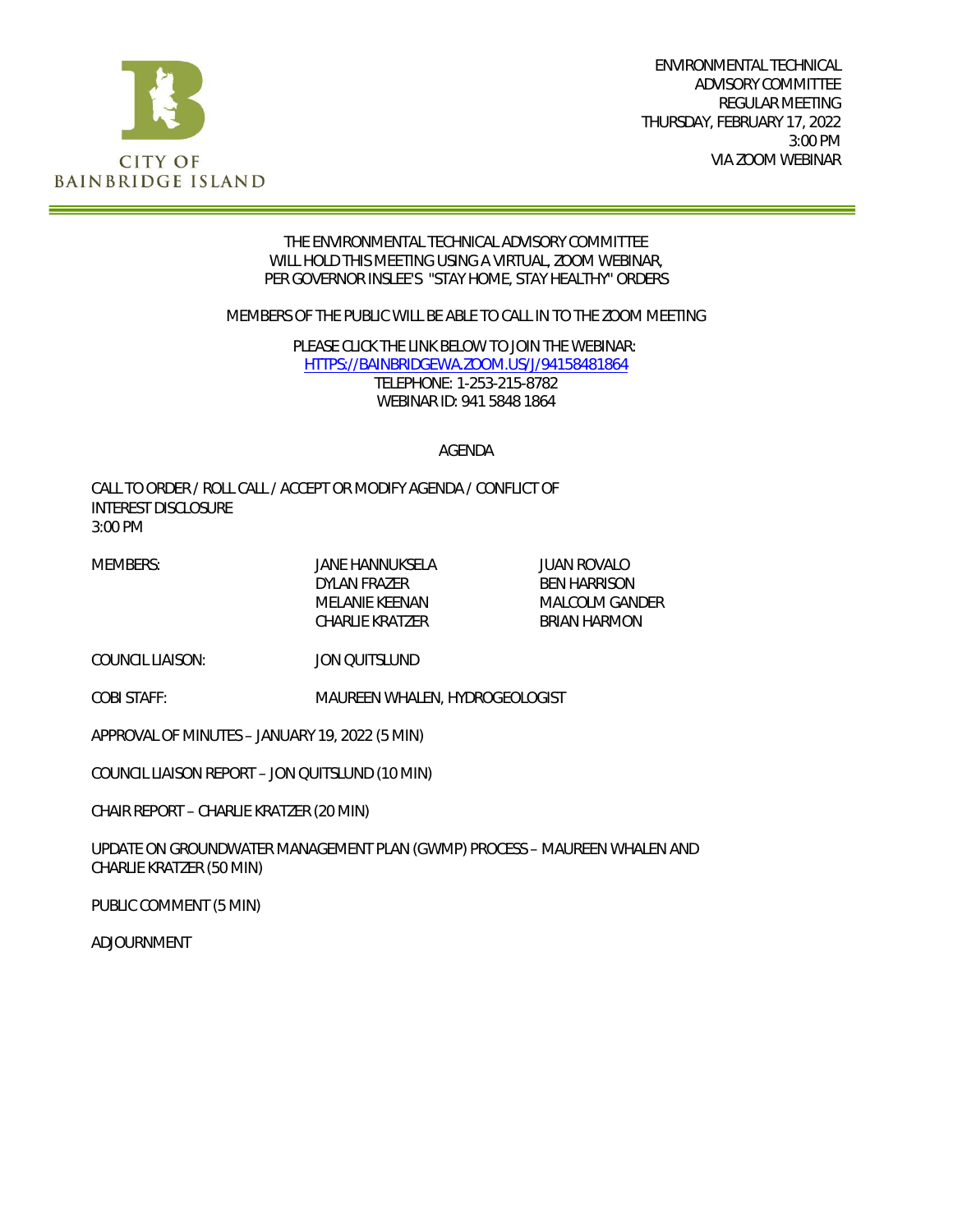CITY OF BAINBRIDGE ISLAND

ENVIRONMENTAL TECHNICAL
ADVISORY COMMITTEE
REGULAR MEETING
THURSDAY, FEBRUARY 17, 2022
3:00 PM
VIA ZOOM WEBINAR

THE ENVIRONMENTAL TECHNICAL ADVISORY COMMITTEE
WILL HOLD THIS MEETING USING A VIRTUAL, ZOOM WEBINAR,
PER GOVERNOR INSLEE'S "STAY HOME, STAY HEALTHY" ORDERS

MEMBERS OF THE PUBLIC WILL BE ABLE TO CALL IN TO THE ZOOM MEETING

PLEASE CLICK THE LINK BELOW TO JOIN THE WEBINAR:
[HTTPS://BAINBRIDGEWA.ZOOM.US/J/94158481864](HTTPS://BAINBRIDGEWA.ZOOM.US/J/94158481864)
TELEPHONE: 1-253-215-8782
WEBINAR ID: 941 5848 1864

## AGENDA

CALL TO ORDER / ROLL CALL / ACCEPT OR MODIFY AGENDA / CONFLICT OF INTEREST DISCLOSURE
3:00 PM

| MEMBERS: | JANE HANNUKSELA | JUAN ROVALO |
|---|---|---|
| | DYLAN FRAZER | BEN HARRISON |
| | MELANIE KEENAN | MALCOLM GANDER |
| | CHARLIE KRATZER | BRIAN HARMON |

COUNCIL LIAISON: JON QUITSLUND

COBI STAFF: MAUREEN WHALEN, HYDROGEOLOGIST

APPROVAL OF MINUTES – JANUARY 19, 2022 (5 MIN)

COUNCIL LIAISON REPORT – JON QUITSLUND (10 MIN)

CHAIR REPORT – CHARLIE KRATZER (20 MIN)

UPDATE ON GROUNDWATER MANAGEMENT PLAN (GWMP) PROCESS – MAUREEN WHALEN AND CHARLIE KRATZER (50 MIN)

PUBLIC COMMENT (5 MIN)

ADJOURNMENT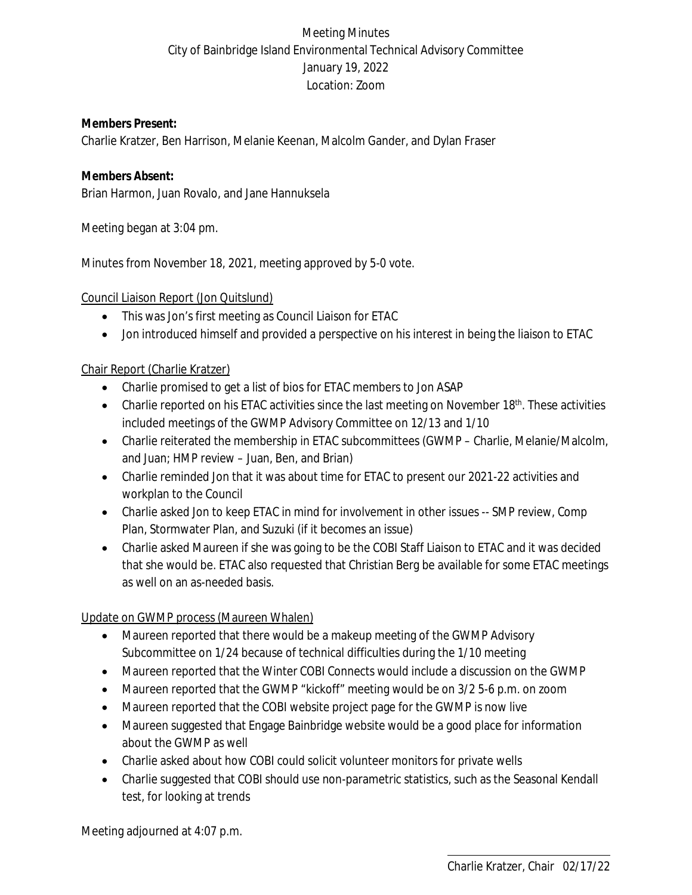Meeting Minutes
City of Bainbridge Island Environmental Technical Advisory Committee
January 19, 2022
Location: Zoom

**Members Present:**
Charlie Kratzer, Ben Harrison, Melanie Keenan, Malcolm Gander, and Dylan Fraser

**Members Absent:**
Brian Harmon, Juan Rovalo, and Jane Hannuksela

Meeting began at 3:04 pm.

Minutes from November 18, 2021, meeting approved by 5-0 vote.

Council Liaison Report (Jon Quitslund)

- This was Jon's first meeting as Council Liaison for ETAC
- Jon introduced himself and provided a perspective on his interest in being the liaison to ETAC

Chair Report (Charlie Kratzer)

- Charlie promised to get a list of bios for ETAC members to Jon ASAP
- Charlie reported on his ETAC activities since the last meeting on November 18th. These activities included meetings of the GWMP Advisory Committee on 12/13 and 1/10
- Charlie reiterated the membership in ETAC subcommittees (GWMP – Charlie, Melanie/Malcolm, and Juan; HMP review – Juan, Ben, and Brian)
- Charlie reminded Jon that it was about time for ETAC to present our 2021-22 activities and workplan to the Council
- Charlie asked Jon to keep ETAC in mind for involvement in other issues -- SMP review, Comp Plan, Stormwater Plan, and Suzuki (if it becomes an issue)
- Charlie asked Maureen if she was going to be the COBI Staff Liaison to ETAC and it was decided that she would be. ETAC also requested that Christian Berg be available for some ETAC meetings as well on an as-needed basis.

Update on GWMP process (Maureen Whalen)

- Maureen reported that there would be a makeup meeting of the GWMP Advisory Subcommittee on 1/24 because of technical difficulties during the 1/10 meeting
- Maureen reported that the Winter COBI Connects would include a discussion on the GWMP
- Maureen reported that the GWMP "kickoff" meeting would be on 3/2 5-6 p.m. on zoom
- Maureen reported that the COBI website project page for the GWMP is now live
- Maureen suggested that Engage Bainbridge website would be a good place for information about the GWMP as well
- Charlie asked about how COBI could solicit volunteer monitors for private wells
- Charlie suggested that COBI should use non-parametric statistics, such as the Seasonal Kendall test, for looking at trends

Meeting adjourned at 4:07 p.m.

Charlie Kratzer, Chair 02/17/22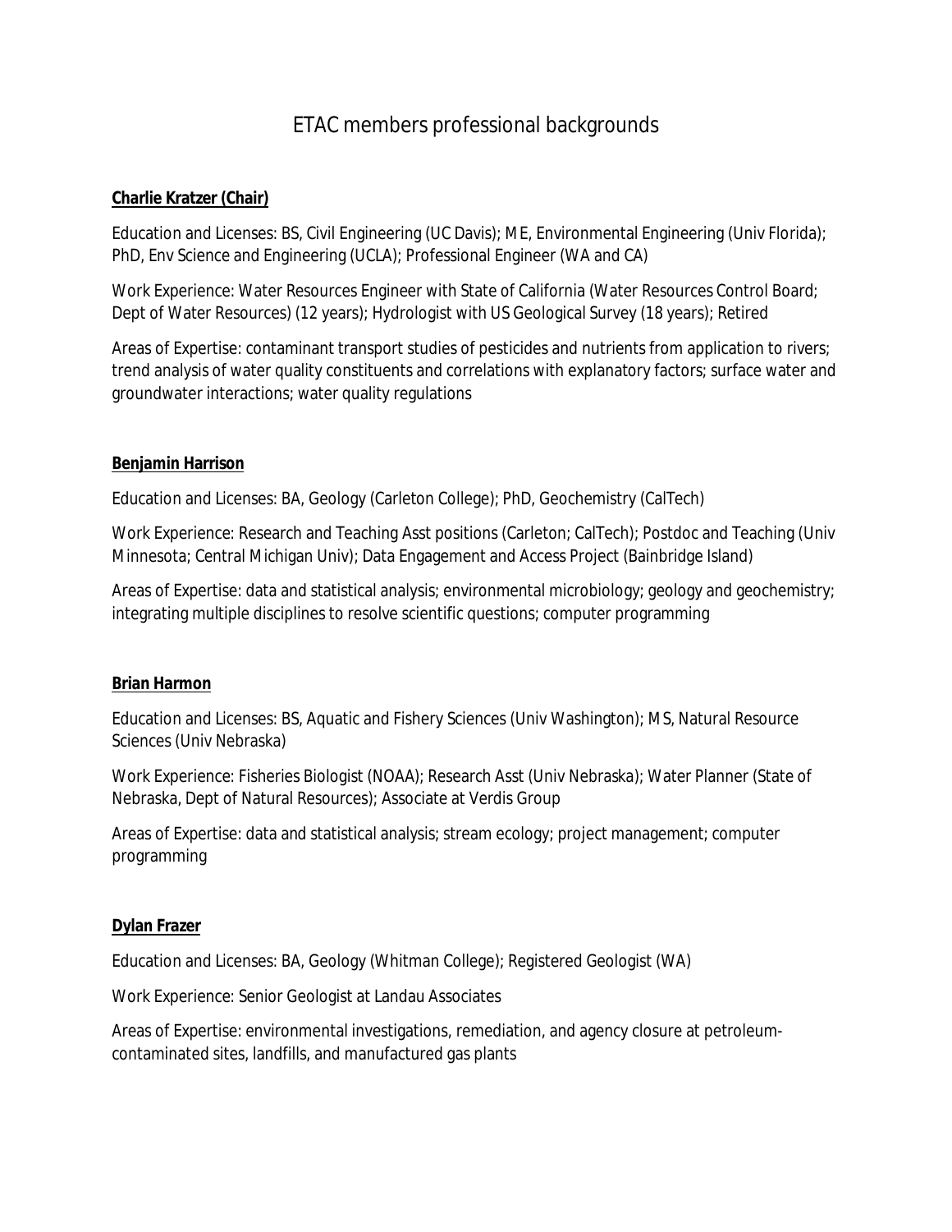# ETAC members professional backgrounds

**Charlie Kratzer (Chair)**

Education and Licenses: BS, Civil Engineering (UC Davis); ME, Environmental Engineering (Univ Florida); PhD, Env Science and Engineering (UCLA); Professional Engineer (WA and CA)

Work Experience: Water Resources Engineer with State of California (Water Resources Control Board; Dept of Water Resources) (12 years); Hydrologist with US Geological Survey (18 years); Retired

Areas of Expertise: contaminant transport studies of pesticides and nutrients from application to rivers; trend analysis of water quality constituents and correlations with explanatory factors; surface water and groundwater interactions; water quality regulations

**Benjamin Harrison**

Education and Licenses: BA, Geology (Carleton College); PhD, Geochemistry (CalTech)

Work Experience: Research and Teaching Asst positions (Carleton; CalTech); Postdoc and Teaching (Univ Minnesota; Central Michigan Univ); Data Engagement and Access Project (Bainbridge Island)

Areas of Expertise: data and statistical analysis; environmental microbiology; geology and geochemistry; integrating multiple disciplines to resolve scientific questions; computer programming

**Brian Harmon**

Education and Licenses: BS, Aquatic and Fishery Sciences (Univ Washington); MS, Natural Resource Sciences (Univ Nebraska)

Work Experience: Fisheries Biologist (NOAA); Research Asst (Univ Nebraska); Water Planner (State of Nebraska, Dept of Natural Resources); Associate at Verdis Group

Areas of Expertise: data and statistical analysis; stream ecology; project management; computer programming

**Dylan Frazer**

Education and Licenses: BA, Geology (Whitman College); Registered Geologist (WA)

Work Experience: Senior Geologist at Landau Associates

Areas of Expertise: environmental investigations, remediation, and agency closure at petroleum-contaminated sites, landfills, and manufactured gas plants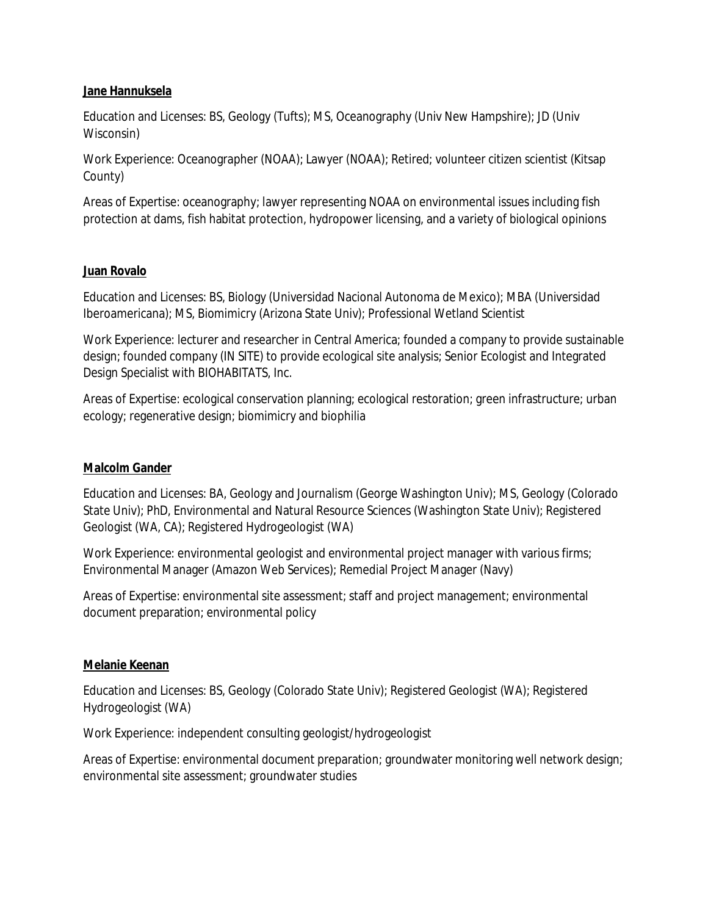**Jane Hannuksela**

Education and Licenses: BS, Geology (Tufts); MS, Oceanography (Univ New Hampshire); JD (Univ Wisconsin)

Work Experience: Oceanographer (NOAA); Lawyer (NOAA); Retired; volunteer citizen scientist (Kitsap County)

Areas of Expertise: oceanography; lawyer representing NOAA on environmental issues including fish protection at dams, fish habitat protection, hydropower licensing, and a variety of biological opinions

**Juan Rovalo**

Education and Licenses: BS, Biology (Universidad Nacional Autonoma de Mexico); MBA (Universidad Iberoamericana); MS, Biomimicry (Arizona State Univ); Professional Wetland Scientist

Work Experience: lecturer and researcher in Central America; founded a company to provide sustainable design; founded company (IN SITE) to provide ecological site analysis; Senior Ecologist and Integrated Design Specialist with BIOHABITATS, Inc.

Areas of Expertise: ecological conservation planning; ecological restoration; green infrastructure; urban ecology; regenerative design; biomimicry and biophilia

**Malcolm Gander**

Education and Licenses: BA, Geology and Journalism (George Washington Univ); MS, Geology (Colorado State Univ); PhD, Environmental and Natural Resource Sciences (Washington State Univ); Registered Geologist (WA, CA); Registered Hydrogeologist (WA)

Work Experience: environmental geologist and environmental project manager with various firms; Environmental Manager (Amazon Web Services); Remedial Project Manager (Navy)

Areas of Expertise: environmental site assessment; staff and project management; environmental document preparation; environmental policy

**Melanie Keenan**

Education and Licenses: BS, Geology (Colorado State Univ); Registered Geologist (WA); Registered Hydrogeologist (WA)

Work Experience: independent consulting geologist/hydrogeologist

Areas of Expertise: environmental document preparation; groundwater monitoring well network design; environmental site assessment; groundwater studies